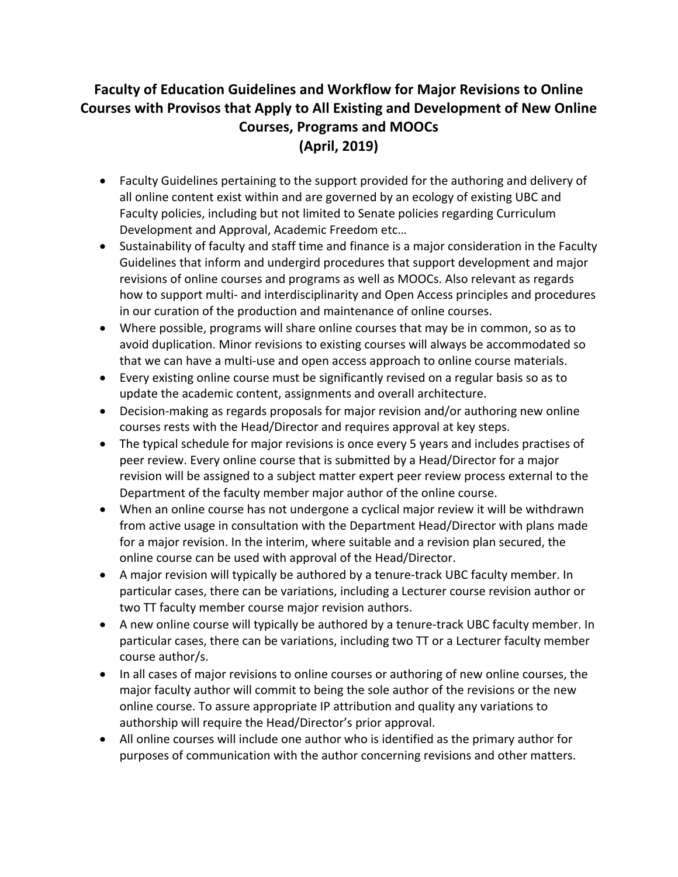# Faculty of Education Guidelines and Workflow for Major Revisions to Online Courses with Provisos that Apply to All Existing and Development of New Online Courses, Programs and MOOCs
## (April, 2019)

- Faculty Guidelines pertaining to the support provided for the authoring and delivery of all online content exist within and are governed by an ecology of existing UBC and Faculty policies, including but not limited to Senate policies regarding Curriculum Development and Approval, Academic Freedom etc…
- Sustainability of faculty and staff time and finance is a major consideration in the Faculty Guidelines that inform and undergird procedures that support development and major revisions of online courses and programs as well as MOOCs. Also relevant as regards how to support multi- and interdisciplinarity and Open Access principles and procedures in our curation of the production and maintenance of online courses.
- Where possible, programs will share online courses that may be in common, so as to avoid duplication. Minor revisions to existing courses will always be accommodated so that we can have a multi-use and open access approach to online course materials.
- Every existing online course must be significantly revised on a regular basis so as to update the academic content, assignments and overall architecture.
- Decision-making as regards proposals for major revision and/or authoring new online courses rests with the Head/Director and requires approval at key steps.
- The typical schedule for major revisions is once every 5 years and includes practises of peer review. Every online course that is submitted by a Head/Director for a major revision will be assigned to a subject matter expert peer review process external to the Department of the faculty member major author of the online course.
- When an online course has not undergone a cyclical major review it will be withdrawn from active usage in consultation with the Department Head/Director with plans made for a major revision. In the interim, where suitable and a revision plan secured, the online course can be used with approval of the Head/Director.
- A major revision will typically be authored by a tenure-track UBC faculty member. In particular cases, there can be variations, including a Lecturer course revision author or two TT faculty member course major revision authors.
- A new online course will typically be authored by a tenure-track UBC faculty member. In particular cases, there can be variations, including two TT or a Lecturer faculty member course author/s.
- In all cases of major revisions to online courses or authoring of new online courses, the major faculty author will commit to being the sole author of the revisions or the new online course. To assure appropriate IP attribution and quality any variations to authorship will require the Head/Director's prior approval.
- All online courses will include one author who is identified as the primary author for purposes of communication with the author concerning revisions and other matters.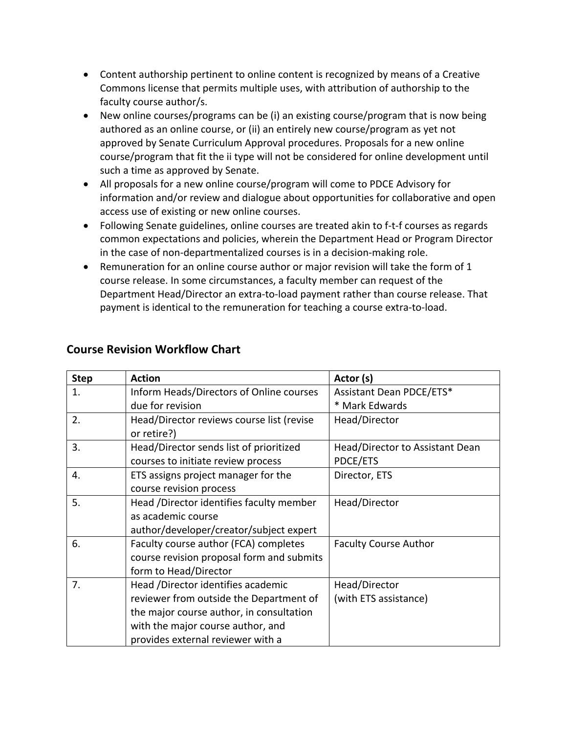- Content authorship pertinent to online content is recognized by means of a Creative Commons license that permits multiple uses, with attribution of authorship to the faculty course author/s.
- New online courses/programs can be (i) an existing course/program that is now being authored as an online course, or (ii) an entirely new course/program as yet not approved by Senate Curriculum Approval procedures. Proposals for a new online course/program that fit the ii type will not be considered for online development until such a time as approved by Senate.
- All proposals for a new online course/program will come to PDCE Advisory for information and/or review and dialogue about opportunities for collaborative and open access use of existing or new online courses.
- Following Senate guidelines, online courses are treated akin to f-t-f courses as regards common expectations and policies, wherein the Department Head or Program Director in the case of non-departmentalized courses is in a decision-making role.
- Remuneration for an online course author or major revision will take the form of 1 course release. In some circumstances, a faculty member can request of the Department Head/Director an extra-to-load payment rather than course release. That payment is identical to the remuneration for teaching a course extra-to-load.

## Course Revision Workflow Chart

| Step | Action | Actor (s) |
|---|---|---|
| 1. | Inform Heads/Directors of Online courses due for revision | Assistant Dean PDCE/ETS* <br> * Mark Edwards |
| 2. | Head/Director reviews course list (revise or retire?) | Head/Director |
| 3. | Head/Director sends list of prioritized courses to initiate review process | Head/Director to Assistant Dean PDCE/ETS |
| 4. | ETS assigns project manager for the course revision process | Director, ETS |
| 5. | Head /Director identifies faculty member as academic course author/developer/creator/subject expert | Head/Director |
| 6. | Faculty course author (FCA) completes course revision proposal form and submits form to Head/Director | Faculty Course Author |
| 7. | Head /Director identifies academic reviewer from outside the Department of the major course author, in consultation with the major course author, and provides external reviewer with a | Head/Director <br> (with ETS assistance) |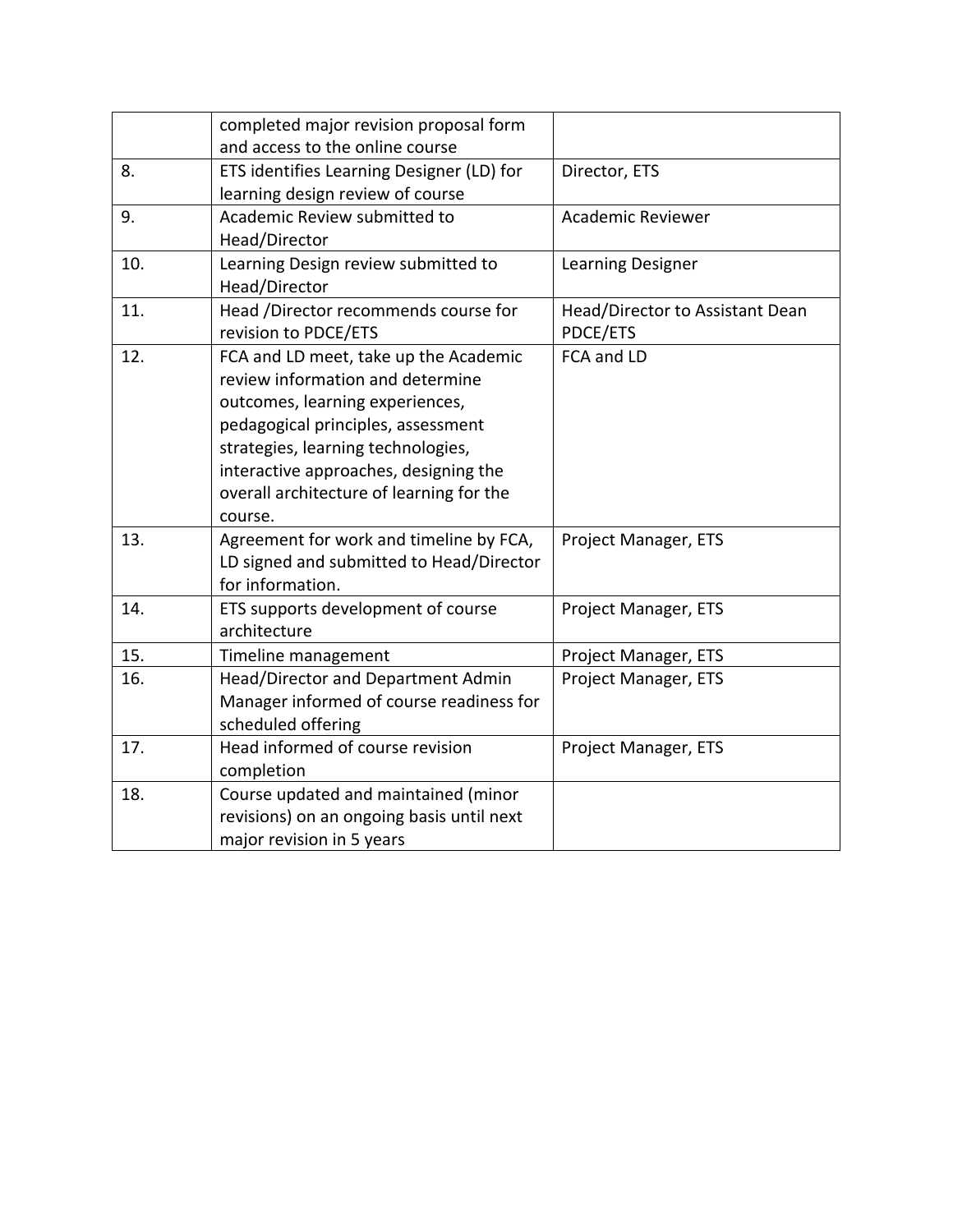| | | |
|---|---|---|
| | completed major revision proposal form and access to the online course | |
| 8. | ETS identifies Learning Designer (LD) for learning design review of course | Director, ETS |
| 9. | Academic Review submitted to Head/Director | Academic Reviewer |
| 10. | Learning Design review submitted to Head/Director | Learning Designer |
| 11. | Head /Director recommends course for revision to PDCE/ETS | Head/Director to Assistant Dean PDCE/ETS |
| 12. | FCA and LD meet, take up the Academic review information and determine outcomes, learning experiences, pedagogical principles, assessment strategies, learning technologies, interactive approaches, designing the overall architecture of learning for the course. | FCA and LD |
| 13. | Agreement for work and timeline by FCA, LD signed and submitted to Head/Director for information. | Project Manager, ETS |
| 14. | ETS supports development of course architecture | Project Manager, ETS |
| 15. | Timeline management | Project Manager, ETS |
| 16. | Head/Director and Department Admin Manager informed of course readiness for scheduled offering | Project Manager, ETS |
| 17. | Head informed of course revision completion | Project Manager, ETS |
| 18. | Course updated and maintained (minor revisions) on an ongoing basis until next major revision in 5 years | |